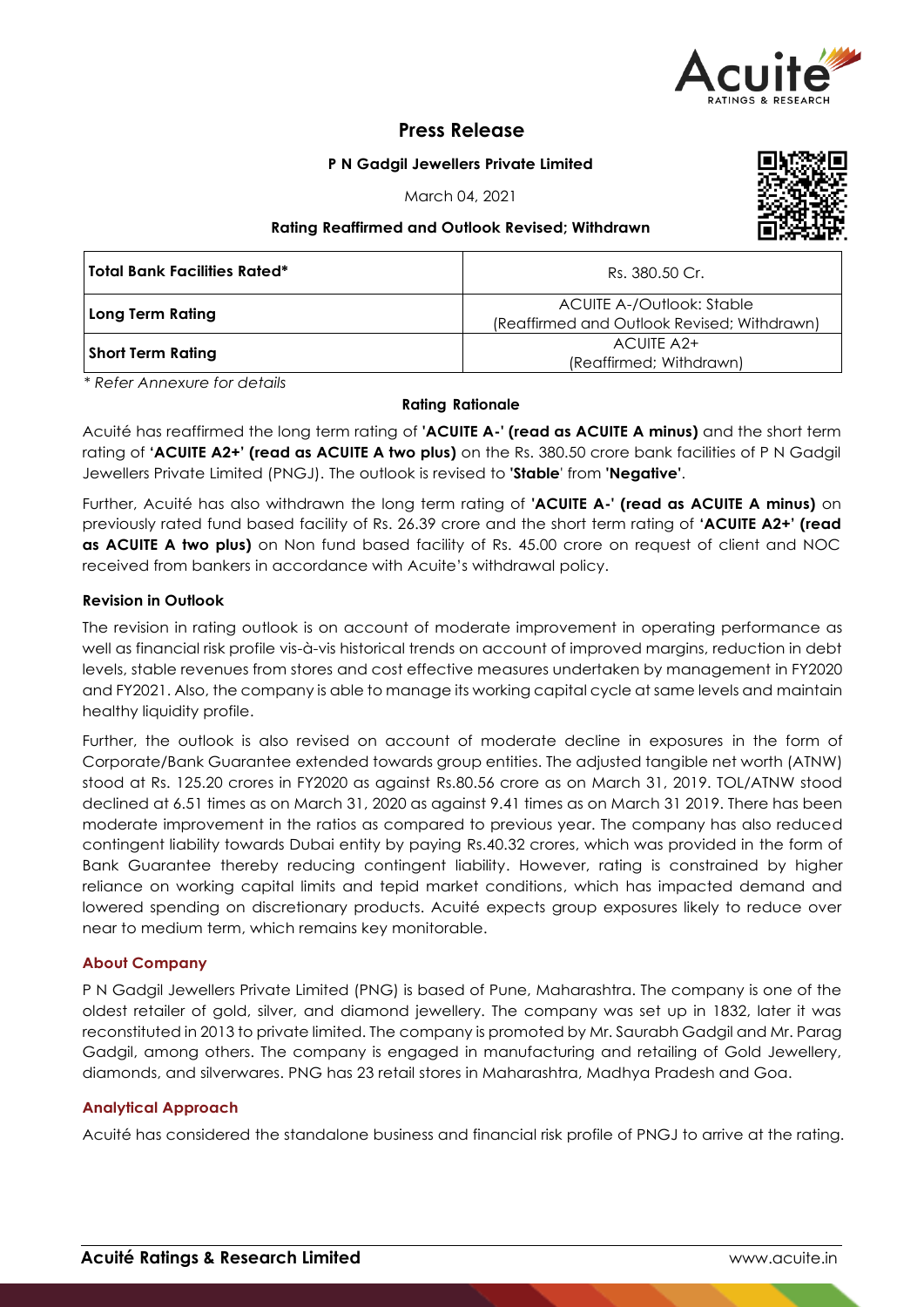# Press Release

**P N Gadgil Jewellers Private Limited**

March 04, 2021

**Rating Reaffirmed and Outlook Revised; Withdrawn**

| | |
|---|---|
| **Total Bank Facilities Rated*** | Rs. 380.50 Cr. |
| **Long Term Rating** | ACUITE A-/Outlook: Stable (Reaffirmed and Outlook Revised; Withdrawn) |
| **Short Term Rating** | ACUITE A2+ (Reaffirmed; Withdrawn) |

*\* Refer Annexure for details*

**Rating Rationale**

Acuité has reaffirmed the long term rating of **'ACUITE A-' (read as ACUITE A minus)** and the short term rating of **'ACUITE A2+' (read as ACUITE A two plus)** on the Rs. 380.50 crore bank facilities of P N Gadgil Jewellers Private Limited (PNGJ). The outlook is revised to '**Stable**' from '**Negative'**.

Further, Acuité has also withdrawn the long term rating of **'ACUITE A-' (read as ACUITE A minus)** on previously rated fund based facility of Rs. 26.39 crore and the short term rating of **'ACUITE A2+' (read as ACUITE A two plus)** on Non fund based facility of Rs. 45.00 crore on request of client and NOC received from bankers in accordance with Acuite's withdrawal policy.

**Revision in Outlook**

The revision in rating outlook is on account of moderate improvement in operating performance as well as financial risk profile vis-à-vis historical trends on account of improved margins, reduction in debt levels, stable revenues from stores and cost effective measures undertaken by management in FY2020 and FY2021. Also, the company is able to manage its working capital cycle at same levels and maintain healthy liquidity profile.

Further, the outlook is also revised on account of moderate decline in exposures in the form of Corporate/Bank Guarantee extended towards group entities. The adjusted tangible net worth (ATNW) stood at Rs. 125.20 crores in FY2020 as against Rs.80.56 crore as on March 31, 2019. TOL/ATNW stood declined at 6.51 times as on March 31, 2020 as against 9.41 times as on March 31 2019. There has been moderate improvement in the ratios as compared to previous year. The company has also reduced contingent liability towards Dubai entity by paying Rs.40.32 crores, which was provided in the form of Bank Guarantee thereby reducing contingent liability. However, rating is constrained by higher reliance on working capital limits and tepid market conditions, which has impacted demand and lowered spending on discretionary products. Acuité expects group exposures likely to reduce over near to medium term, which remains key monitorable.

## About Company

P N Gadgil Jewellers Private Limited (PNG) is based of Pune, Maharashtra. The company is one of the oldest retailer of gold, silver, and diamond jewellery. The company was set up in 1832, later it was reconstituted in 2013 to private limited. The company is promoted by Mr. Saurabh Gadgil and Mr. Parag Gadgil, among others. The company is engaged in manufacturing and retailing of Gold Jewellery, diamonds, and silverwares. PNG has 23 retail stores in Maharashtra, Madhya Pradesh and Goa.

## Analytical Approach

Acuité has considered the standalone business and financial risk profile of PNGJ to arrive at the rating.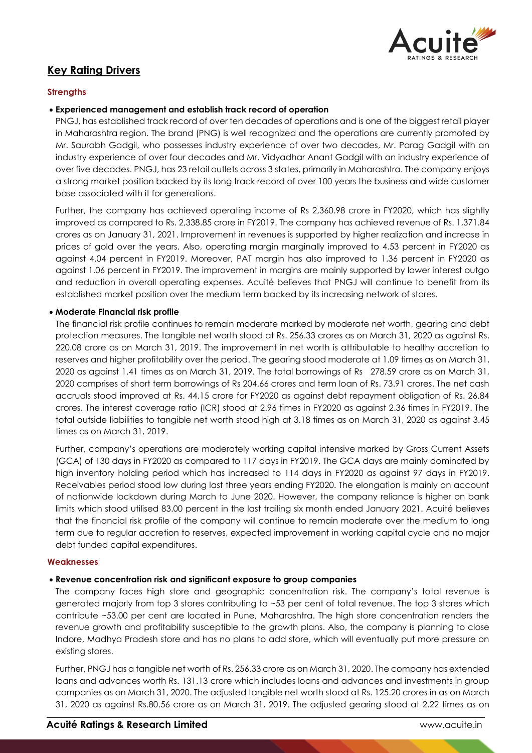## Key Rating Drivers

### Strengths

- **Experienced management and establish track record of operation**

  PNGJ, has established track record of over ten decades of operations and is one of the biggest retail player in Maharashtra region. The brand (PNG) is well recognized and the operations are currently promoted by Mr. Saurabh Gadgil, who possesses industry experience of over two decades, Mr. Parag Gadgil with an industry experience of over four decades and Mr. Vidyadhar Anant Gadgil with an industry experience of over five decades. PNGJ, has 23 retail outlets across 3 states, primarily in Maharashtra. The company enjoys a strong market position backed by its long track record of over 100 years the business and wide customer base associated with it for generations.

  Further, the company has achieved operating income of Rs 2,360.98 crore in FY2020, which has slightly improved as compared to Rs. 2,338.85 crore in FY2019. The company has achieved revenue of Rs. 1,371.84 crores as on January 31, 2021. Improvement in revenues is supported by higher realization and increase in prices of gold over the years. Also, operating margin marginally improved to 4.53 percent in FY2020 as against 4.04 percent in FY2019. Moreover, PAT margin has also improved to 1.36 percent in FY2020 as against 1.06 percent in FY2019. The improvement in margins are mainly supported by lower interest outgo and reduction in overall operating expenses. Acuité believes that PNGJ will continue to benefit from its established market position over the medium term backed by its increasing network of stores.

- **Moderate Financial risk profile**

  The financial risk profile continues to remain moderate marked by moderate net worth, gearing and debt protection measures. The tangible net worth stood at Rs. 256.33 crores as on March 31, 2020 as against Rs. 220.08 crore as on March 31, 2019. The improvement in net worth is attributable to healthy accretion to reserves and higher profitability over the period. The gearing stood moderate at 1.09 times as on March 31, 2020 as against 1.41 times as on March 31, 2019. The total borrowings of Rs 278.59 crore as on March 31, 2020 comprises of short term borrowings of Rs 204.66 crores and term loan of Rs. 73.91 crores. The net cash accruals stood improved at Rs. 44.15 crore for FY2020 as against debt repayment obligation of Rs. 26.84 crores. The interest coverage ratio (ICR) stood at 2.96 times in FY2020 as against 2.36 times in FY2019. The total outside liabilities to tangible net worth stood high at 3.18 times as on March 31, 2020 as against 3.45 times as on March 31, 2019.

  Further, company's operations are moderately working capital intensive marked by Gross Current Assets (GCA) of 130 days in FY2020 as compared to 117 days in FY2019. The GCA days are mainly dominated by high inventory holding period which has increased to 114 days in FY2020 as against 97 days in FY2019. Receivables period stood low during last three years ending FY2020. The elongation is mainly on account of nationwide lockdown during March to June 2020. However, the company reliance is higher on bank limits which stood utilised 83.00 percent in the last trailing six month ended January 2021. Acuité believes that the financial risk profile of the company will continue to remain moderate over the medium to long term due to regular accretion to reserves, expected improvement in working capital cycle and no major debt funded capital expenditures.

### Weaknesses

- **Revenue concentration risk and significant exposure to group companies**

  The company faces high store and geographic concentration risk. The company's total revenue is generated majorly from top 3 stores contributing to ~53 per cent of total revenue. The top 3 stores which contribute ~53.00 per cent are located in Pune, Maharashtra. The high store concentration renders the revenue growth and profitability susceptible to the growth plans. Also, the company is planning to close Indore, Madhya Pradesh store and has no plans to add store, which will eventually put more pressure on existing stores.

  Further, PNGJ has a tangible net worth of Rs. 256.33 crore as on March 31, 2020. The company has extended loans and advances worth Rs. 131.13 crore which includes loans and advances and investments in group companies as on March 31, 2020. The adjusted tangible net worth stood at Rs. 125.20 crores in as on March 31, 2020 as against Rs.80.56 crore as on March 31, 2019. The adjusted gearing stood at 2.22 times as on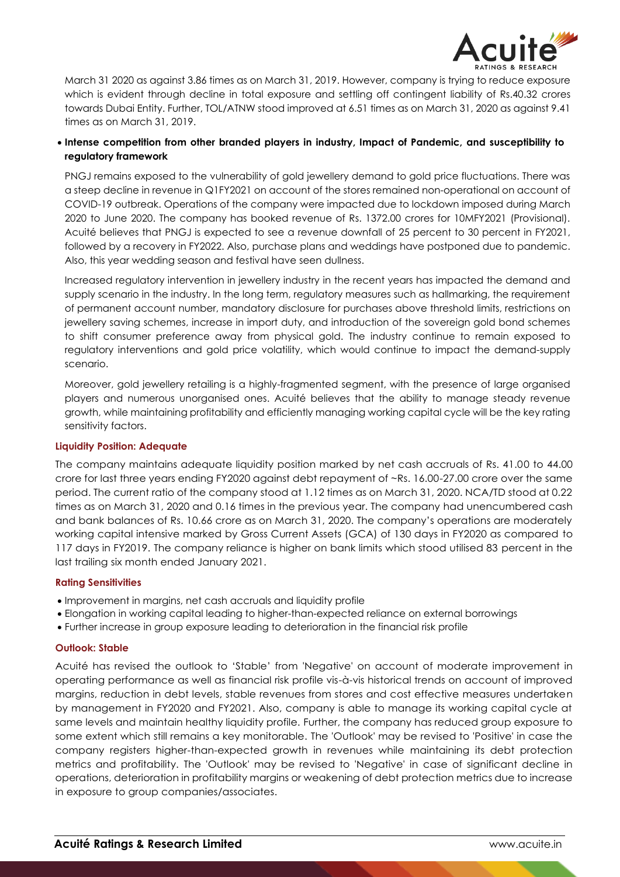March 31 2020 as against 3.86 times as on March 31, 2019. However, company is trying to reduce exposure which is evident through decline in total exposure and settling off contingent liability of Rs.40.32 crores towards Dubai Entity. Further, TOL/ATNW stood improved at 6.51 times as on March 31, 2020 as against 9.41 times as on March 31, 2019.

- **Intense competition from other branded players in industry, Impact of Pandemic, and susceptibility to regulatory framework**

  PNGJ remains exposed to the vulnerability of gold jewellery demand to gold price fluctuations. There was a steep decline in revenue in Q1FY2021 on account of the stores remained non-operational on account of COVID-19 outbreak. Operations of the company were impacted due to lockdown imposed during March 2020 to June 2020. The company has booked revenue of Rs. 1372.00 crores for 10MFY2021 (Provisional). Acuité believes that PNGJ is expected to see a revenue downfall of 25 percent to 30 percent in FY2021, followed by a recovery in FY2022. Also, purchase plans and weddings have postponed due to pandemic. Also, this year wedding season and festival have seen dullness.

  Increased regulatory intervention in jewellery industry in the recent years has impacted the demand and supply scenario in the industry. In the long term, regulatory measures such as hallmarking, the requirement of permanent account number, mandatory disclosure for purchases above threshold limits, restrictions on jewellery saving schemes, increase in import duty, and introduction of the sovereign gold bond schemes to shift consumer preference away from physical gold. The industry continue to remain exposed to regulatory interventions and gold price volatility, which would continue to impact the demand-supply scenario.

  Moreover, gold jewellery retailing is a highly-fragmented segment, with the presence of large organised players and numerous unorganised ones. Acuité believes that the ability to manage steady revenue growth, while maintaining profitability and efficiently managing working capital cycle will be the key rating sensitivity factors.

**Liquidity Position: Adequate**

The company maintains adequate liquidity position marked by net cash accruals of Rs. 41.00 to 44.00 crore for last three years ending FY2020 against debt repayment of ~Rs. 16.00-27.00 crore over the same period. The current ratio of the company stood at 1.12 times as on March 31, 2020. NCA/TD stood at 0.22 times as on March 31, 2020 and 0.16 times in the previous year. The company had unencumbered cash and bank balances of Rs. 10.66 crore as on March 31, 2020. The company's operations are moderately working capital intensive marked by Gross Current Assets (GCA) of 130 days in FY2020 as compared to 117 days in FY2019. The company reliance is higher on bank limits which stood utilised 83 percent in the last trailing six month ended January 2021.

**Rating Sensitivities**

- Improvement in margins, net cash accruals and liquidity profile
- Elongation in working capital leading to higher-than-expected reliance on external borrowings
- Further increase in group exposure leading to deterioration in the financial risk profile

**Outlook: Stable**

Acuité has revised the outlook to 'Stable' from 'Negative' on account of moderate improvement in operating performance as well as financial risk profile vis-à-vis historical trends on account of improved margins, reduction in debt levels, stable revenues from stores and cost effective measures undertaken by management in FY2020 and FY2021. Also, company is able to manage its working capital cycle at same levels and maintain healthy liquidity profile. Further, the company has reduced group exposure to some extent which still remains a key monitorable. The 'Outlook' may be revised to 'Positive' in case the company registers higher-than-expected growth in revenues while maintaining its debt protection metrics and profitability. The 'Outlook' may be revised to 'Negative' in case of significant decline in operations, deterioration in profitability margins or weakening of debt protection metrics due to increase in exposure to group companies/associates.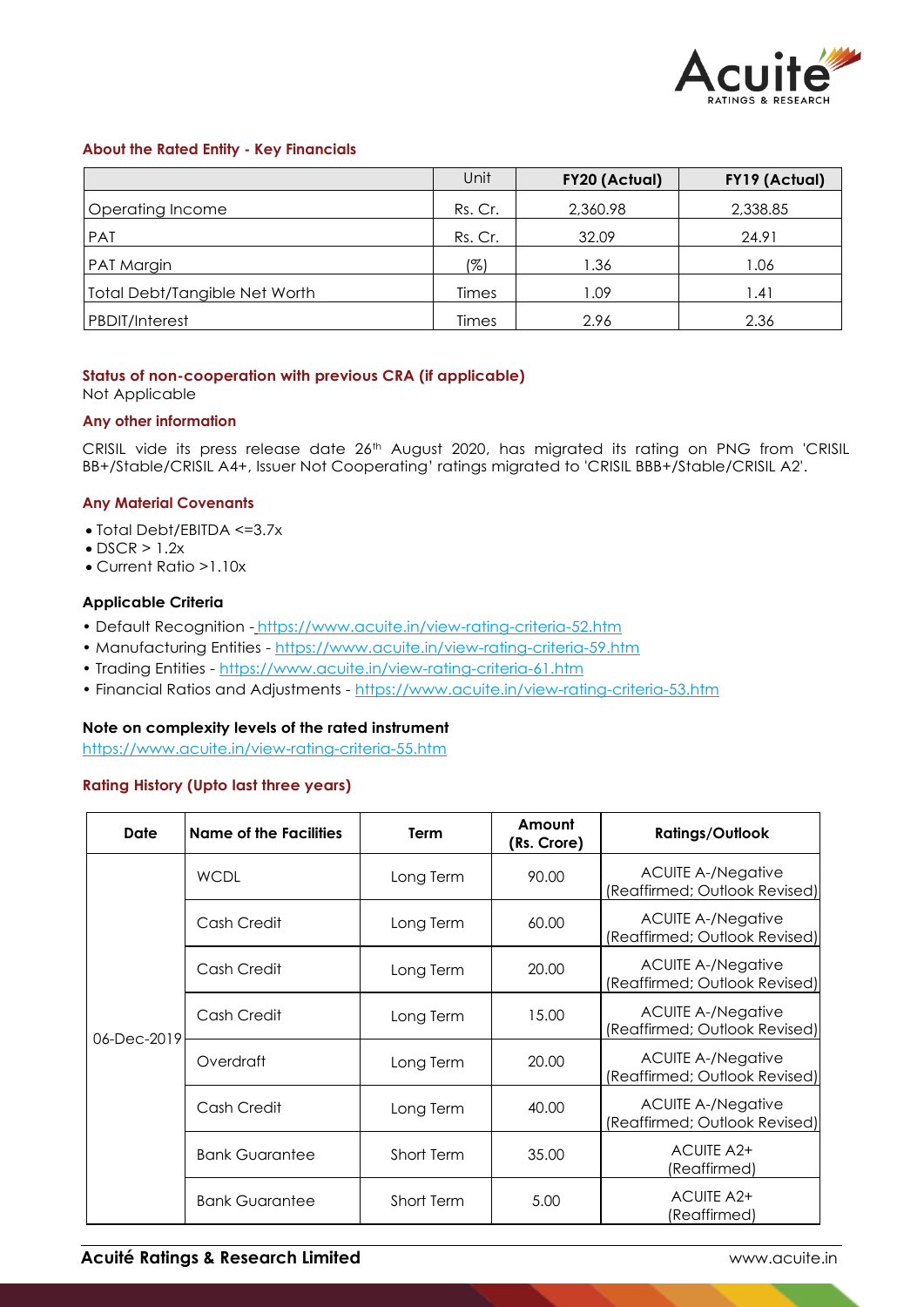### About the Rated Entity - Key Financials

| | Unit | FY20 (Actual) | FY19 (Actual) |
|---|---|---|---|
| Operating Income | Rs. Cr. | 2,360.98 | 2,338.85 |
| PAT | Rs. Cr. | 32.09 | 24.91 |
| PAT Margin | (%) | 1.36 | 1.06 |
| Total Debt/Tangible Net Worth | Times | 1.09 | 1.41 |
| PBDIT/Interest | Times | 2.96 | 2.36 |

### Status of non-cooperation with previous CRA (if applicable)

Not Applicable

### Any other information

CRISIL vide its press release date 26th August 2020, has migrated its rating on PNG from 'CRISIL BB+/Stable/CRISIL A4+, Issuer Not Cooperating' ratings migrated to 'CRISIL BBB+/Stable/CRISIL A2'.

### Any Material Covenants

- Total Debt/EBITDA <=3.7x
- DSCR > 1.2x
- Current Ratio >1.10x

### Applicable Criteria

- Default Recognition - https://www.acuite.in/view-rating-criteria-52.htm
- Manufacturing Entities - https://www.acuite.in/view-rating-criteria-59.htm
- Trading Entities - https://www.acuite.in/view-rating-criteria-61.htm
- Financial Ratios and Adjustments - https://www.acuite.in/view-rating-criteria-53.htm

### Note on complexity levels of the rated instrument

https://www.acuite.in/view-rating-criteria-55.htm

### Rating History (Upto last three years)

| Date | Name of the Facilities | Term | Amount (Rs. Crore) | Ratings/Outlook |
|---|---|---|---|---|
| 06-Dec-2019 | WCDL | Long Term | 90.00 | ACUITE A-/Negative (Reaffirmed; Outlook Revised) |
| | Cash Credit | Long Term | 60.00 | ACUITE A-/Negative (Reaffirmed; Outlook Revised) |
| | Cash Credit | Long Term | 20.00 | ACUITE A-/Negative (Reaffirmed; Outlook Revised) |
| | Cash Credit | Long Term | 15.00 | ACUITE A-/Negative (Reaffirmed; Outlook Revised) |
| | Overdraft | Long Term | 20.00 | ACUITE A-/Negative (Reaffirmed; Outlook Revised) |
| | Cash Credit | Long Term | 40.00 | ACUITE A-/Negative (Reaffirmed; Outlook Revised) |
| | Bank Guarantee | Short Term | 35.00 | ACUITE A2+ (Reaffirmed) |
| | Bank Guarantee | Short Term | 5.00 | ACUITE A2+ (Reaffirmed) |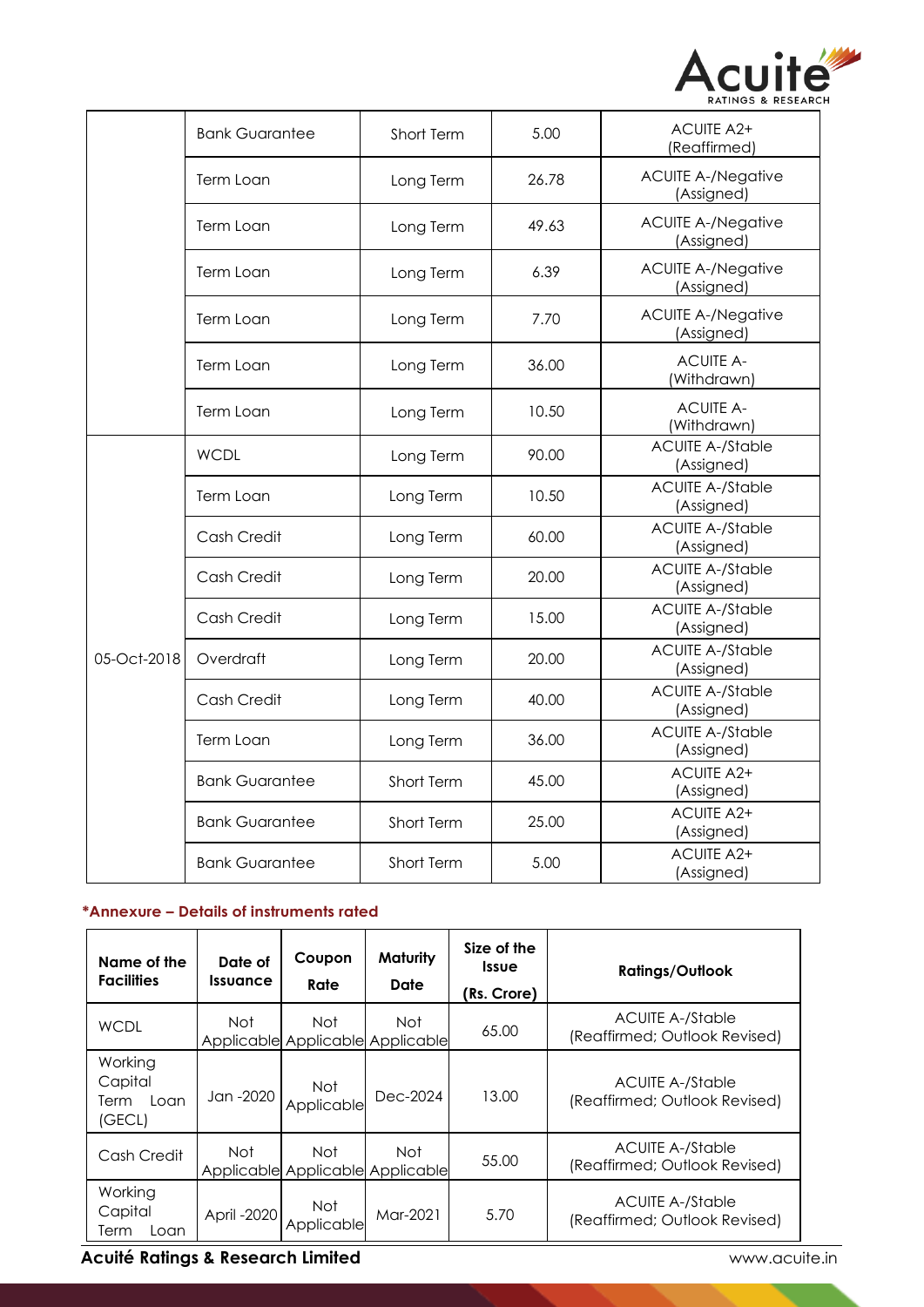| | | | | |
|---|---|---|---|---|
| | Bank Guarantee | Short Term | 5.00 | ACUITE A2+ (Reaffirmed) |
| | Term Loan | Long Term | 26.78 | ACUITE A-/Negative (Assigned) |
| | Term Loan | Long Term | 49.63 | ACUITE A-/Negative (Assigned) |
| | Term Loan | Long Term | 6.39 | ACUITE A-/Negative (Assigned) |
| | Term Loan | Long Term | 7.70 | ACUITE A-/Negative (Assigned) |
| | Term Loan | Long Term | 36.00 | ACUITE A- (Withdrawn) |
| | Term Loan | Long Term | 10.50 | ACUITE A- (Withdrawn) |
| 05-Oct-2018 | WCDL | Long Term | 90.00 | ACUITE A-/Stable (Assigned) |
| | Term Loan | Long Term | 10.50 | ACUITE A-/Stable (Assigned) |
| | Cash Credit | Long Term | 60.00 | ACUITE A-/Stable (Assigned) |
| | Cash Credit | Long Term | 20.00 | ACUITE A-/Stable (Assigned) |
| | Cash Credit | Long Term | 15.00 | ACUITE A-/Stable (Assigned) |
| | Overdraft | Long Term | 20.00 | ACUITE A-/Stable (Assigned) |
| | Cash Credit | Long Term | 40.00 | ACUITE A-/Stable (Assigned) |
| | Term Loan | Long Term | 36.00 | ACUITE A-/Stable (Assigned) |
| | Bank Guarantee | Short Term | 45.00 | ACUITE A2+ (Assigned) |
| | Bank Guarantee | Short Term | 25.00 | ACUITE A2+ (Assigned) |
| | Bank Guarantee | Short Term | 5.00 | ACUITE A2+ (Assigned) |

**\*Annexure – Details of instruments rated**

| Name of the Facilities | Date of Issuance | Coupon Rate | Maturity Date | Size of the Issue (Rs. Crore) | Ratings/Outlook |
|---|---|---|---|---|---|
| WCDL | Not Applicable | Not Applicable | Not Applicable | 65.00 | ACUITE A-/Stable (Reaffirmed; Outlook Revised) |
| Working Capital Term Loan (GECL) | Jan -2020 | Not Applicable | Dec-2024 | 13.00 | ACUITE A-/Stable (Reaffirmed; Outlook Revised) |
| Cash Credit | Not Applicable | Not Applicable | Not Applicable | 55.00 | ACUITE A-/Stable (Reaffirmed; Outlook Revised) |
| Working Capital Term Loan | April -2020 | Not Applicable | Mar-2021 | 5.70 | ACUITE A-/Stable (Reaffirmed; Outlook Revised) |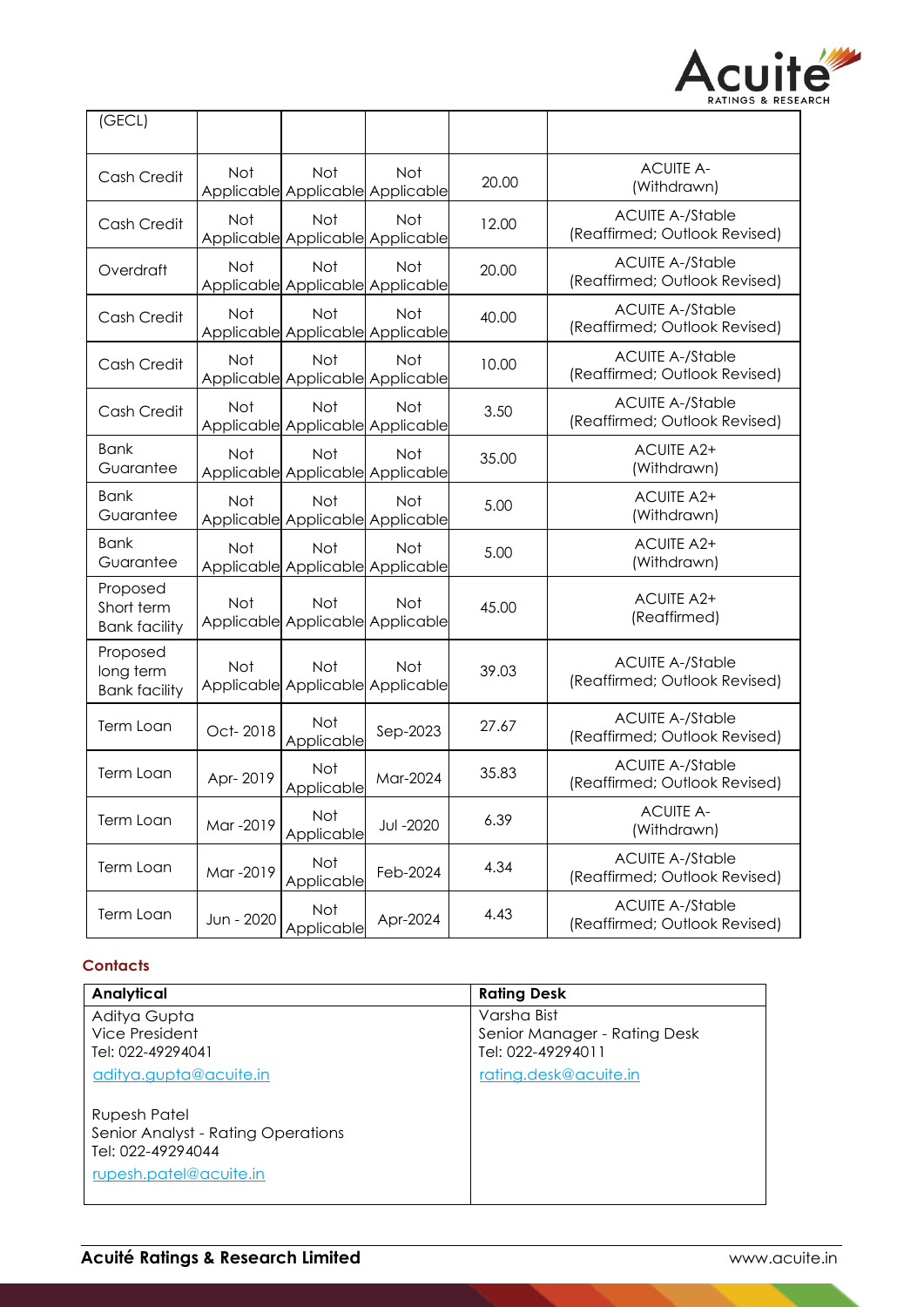| (GECL) | | | | | |
|---|---|---|---|---|---|
| Cash Credit | Not Applicable | Not Applicable | Not Applicable | 20.00 | ACUITE A- (Withdrawn) |
| Cash Credit | Not Applicable | Not Applicable | Not Applicable | 12.00 | ACUITE A-/Stable (Reaffirmed; Outlook Revised) |
| Overdraft | Not Applicable | Not Applicable | Not Applicable | 20.00 | ACUITE A-/Stable (Reaffirmed; Outlook Revised) |
| Cash Credit | Not Applicable | Not Applicable | Not Applicable | 40.00 | ACUITE A-/Stable (Reaffirmed; Outlook Revised) |
| Cash Credit | Not Applicable | Not Applicable | Not Applicable | 10.00 | ACUITE A-/Stable (Reaffirmed; Outlook Revised) |
| Cash Credit | Not Applicable | Not Applicable | Not Applicable | 3.50 | ACUITE A-/Stable (Reaffirmed; Outlook Revised) |
| Bank Guarantee | Not Applicable | Not Applicable | Not Applicable | 35.00 | ACUITE A2+ (Withdrawn) |
| Bank Guarantee | Not Applicable | Not Applicable | Not Applicable | 5.00 | ACUITE A2+ (Withdrawn) |
| Bank Guarantee | Not Applicable | Not Applicable | Not Applicable | 5.00 | ACUITE A2+ (Withdrawn) |
| Proposed Short term Bank facility | Not Applicable | Not Applicable | Not Applicable | 45.00 | ACUITE A2+ (Reaffirmed) |
| Proposed long term Bank facility | Not Applicable | Not Applicable | Not Applicable | 39.03 | ACUITE A-/Stable (Reaffirmed; Outlook Revised) |
| Term Loan | Oct- 2018 | Not Applicable | Sep-2023 | 27.67 | ACUITE A-/Stable (Reaffirmed; Outlook Revised) |
| Term Loan | Apr- 2019 | Not Applicable | Mar-2024 | 35.83 | ACUITE A-/Stable (Reaffirmed; Outlook Revised) |
| Term Loan | Mar -2019 | Not Applicable | Jul -2020 | 6.39 | ACUITE A- (Withdrawn) |
| Term Loan | Mar -2019 | Not Applicable | Feb-2024 | 4.34 | ACUITE A-/Stable (Reaffirmed; Outlook Revised) |
| Term Loan | Jun - 2020 | Not Applicable | Apr-2024 | 4.43 | ACUITE A-/Stable (Reaffirmed; Outlook Revised) |

## Contacts

| Analytical | Rating Desk |
|---|---|
| Aditya Gupta<br>Vice President<br>Tel: 022-49294041<br>aditya.gupta@acuite.in<br><br>Rupesh Patel<br>Senior Analyst - Rating Operations<br>Tel: 022-49294044<br>rupesh.patel@acuite.in | Varsha Bist<br>Senior Manager - Rating Desk<br>Tel: 022-49294011<br>rating.desk@acuite.in |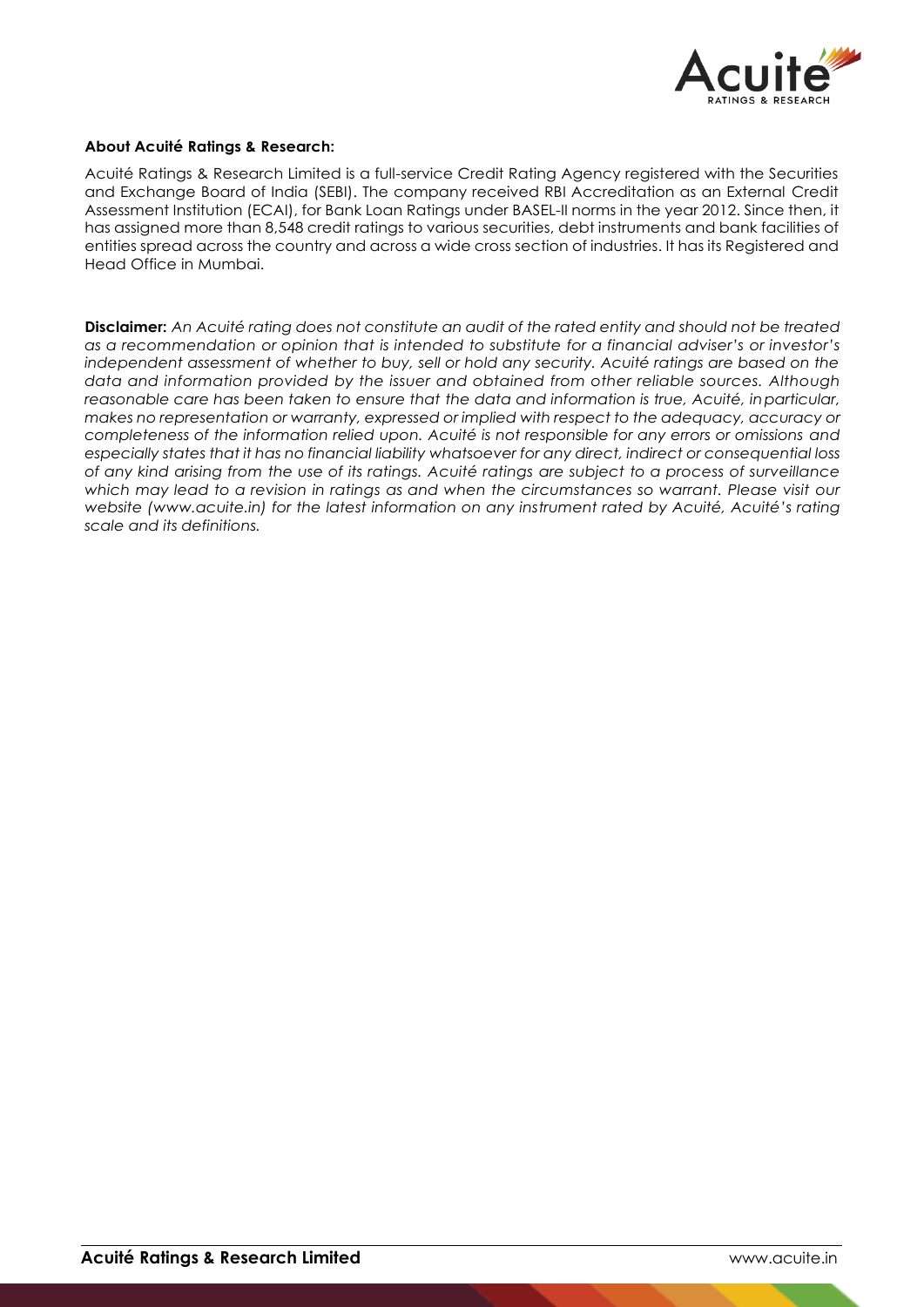**About Acuité Ratings & Research:**

Acuité Ratings & Research Limited is a full-service Credit Rating Agency registered with the Securities and Exchange Board of India (SEBI). The company received RBI Accreditation as an External Credit Assessment Institution (ECAI), for Bank Loan Ratings under BASEL-II norms in the year 2012. Since then, it has assigned more than 8,548 credit ratings to various securities, debt instruments and bank facilities of entities spread across the country and across a wide cross section of industries. It has its Registered and Head Office in Mumbai.

**Disclaimer:** *An Acuité rating does not constitute an audit of the rated entity and should not be treated as a recommendation or opinion that is intended to substitute for a financial adviser's or investor's independent assessment of whether to buy, sell or hold any security. Acuité ratings are based on the data and information provided by the issuer and obtained from other reliable sources. Although reasonable care has been taken to ensure that the data and information is true, Acuité, in particular, makes no representation or warranty, expressed or implied with respect to the adequacy, accuracy or completeness of the information relied upon. Acuité is not responsible for any errors or omissions and especially states that it has no financial liability whatsoever for any direct, indirect or consequential loss of any kind arising from the use of its ratings. Acuité ratings are subject to a process of surveillance which may lead to a revision in ratings as and when the circumstances so warrant. Please visit our website (www.acuite.in) for the latest information on any instrument rated by Acuité, Acuité's rating scale and its definitions.*